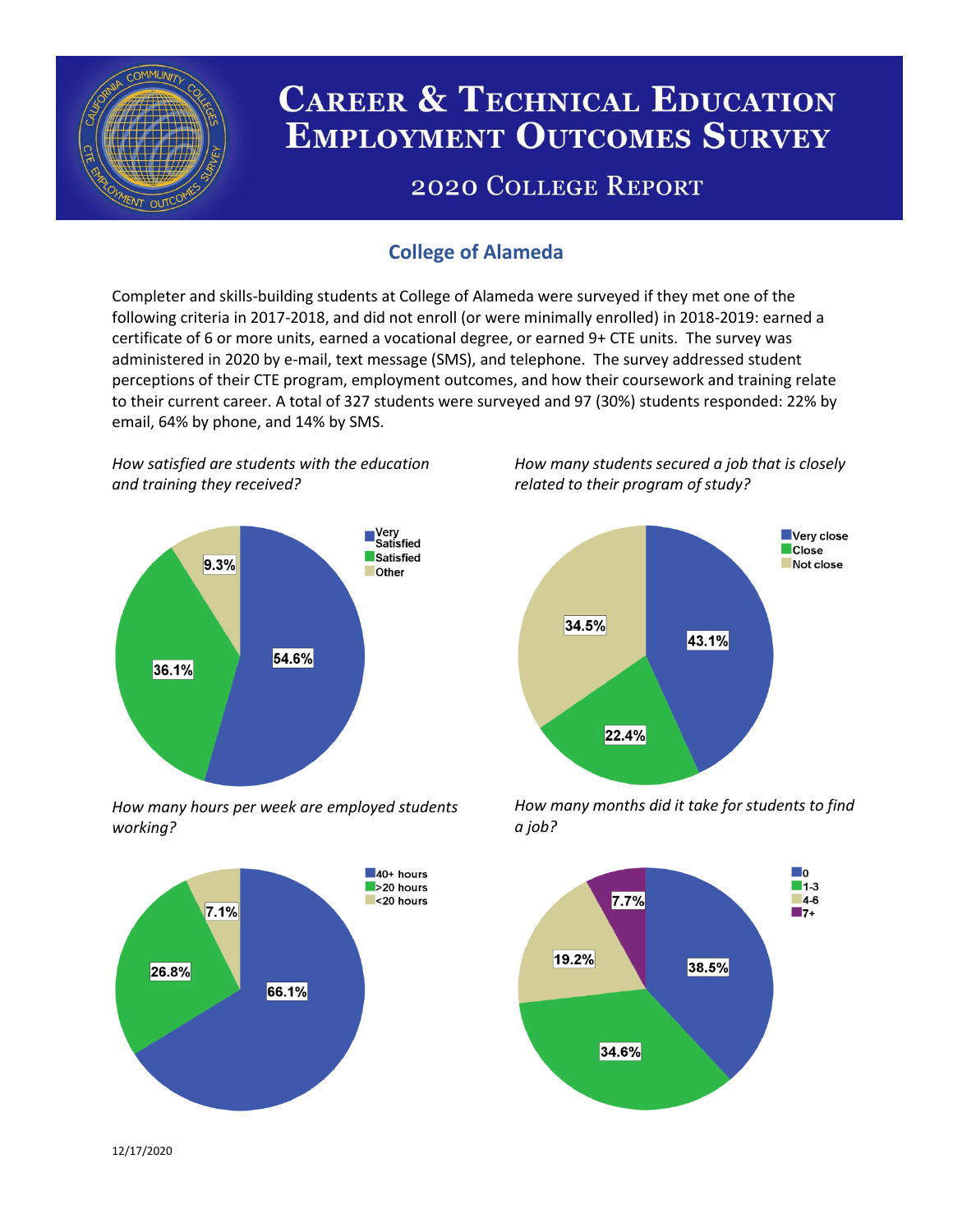# Career & Technical Education Employment Outcomes Survey

## 2020 College Report

### College of Alameda

Completer and skills-building students at College of Alameda were surveyed if they met one of the following criteria in 2017-2018, and did not enroll (or were minimally enrolled) in 2018-2019: earned a certificate of 6 or more units, earned a vocational degree, or earned 9+ CTE units. The survey was administered in 2020 by e-mail, text message (SMS), and telephone. The survey addressed student perceptions of their CTE program, employment outcomes, and how their coursework and training relate to their current career. A total of 327 students were surveyed and 97 (30%) students responded: 22% by email, 64% by phone, and 14% by SMS.

*How satisfied are students with the education and training they received?*

| Response | Percent |
|---|---|
| Very Satisfied | 54.6% |
| Satisfied | 36.1% |
| Other | 9.3% |

*How many students secured a job that is closely related to their program of study?*

| Response | Percent |
|---|---|
| Very close | 43.1% |
| Close | 22.4% |
| Not close | 34.5% |

*How many hours per week are employed students working?*

| Response | Percent |
|---|---|
| 40+ hours | 66.1% |
| >20 hours | 26.8% |
| <20 hours | 7.1% |

*How many months did it take for students to find a job?*

| Response | Percent |
|---|---|
| 0 | 38.5% |
| 1-3 | 34.6% |
| 4-6 | 19.2% |
| 7+ | 7.7% |

12/17/2020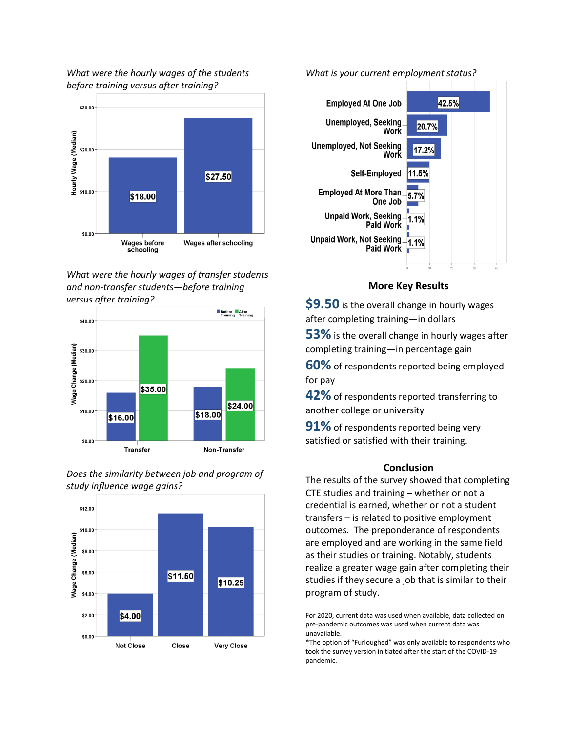*What were the hourly wages of the students before training versus after training?*

Hourly Wage (Median)

$30.00
$20.00
$10.00
$0.00

$18.00
$27.50

Wages before schooling
Wages after schooling

*What were the hourly wages of transfer students and non-transfer students—before training versus after training?*

Wage Change (Median)

Before Training
After Training

$40.00
$30.00
$20.00
$10.00
$0.00

$16.00
$35.00
$18.00
$24.00

Transfer
Non-Transfer

*Does the similarity between job and program of study influence wage gains?*

Wage Change (Median)

$12.00
$10.00
$8.00
$6.00
$4.00
$2.00
$0.00

$4.00
$11.50
$10.25

Not Close
Close
Very Close

*What is your current employment status?*

Employed At One Job 42.5%
Unemployed, Seeking Work 20.7%
Unemployed, Not Seeking Work 17.2%
Self-Employed 11.5%
Employed At More Than One Job 5.7%
Unpaid Work, Seeking Paid Work 1.1%
Unpaid Work, Not Seeking Paid Work 1.1%

0 10 20 30 40

### More Key Results

**$9.50** is the overall change in hourly wages after completing training—in dollars

**53%** is the overall change in hourly wages after completing training—in percentage gain

**60%** of respondents reported being employed for pay

**42%** of respondents reported transferring to another college or university

**91%** of respondents reported being very satisfied or satisfied with their training.

### Conclusion

The results of the survey showed that completing CTE studies and training – whether or not a credential is earned, whether or not a student transfers – is related to positive employment outcomes. The preponderance of respondents are employed and are working in the same field as their studies or training. Notably, students realize a greater wage gain after completing their studies if they secure a job that is similar to their program of study.

For 2020, current data was used when available, data collected on pre-pandemic outcomes was used when current data was unavailable.
*The option of "Furloughed" was only available to respondents who took the survey version initiated after the start of the COVID-19 pandemic.